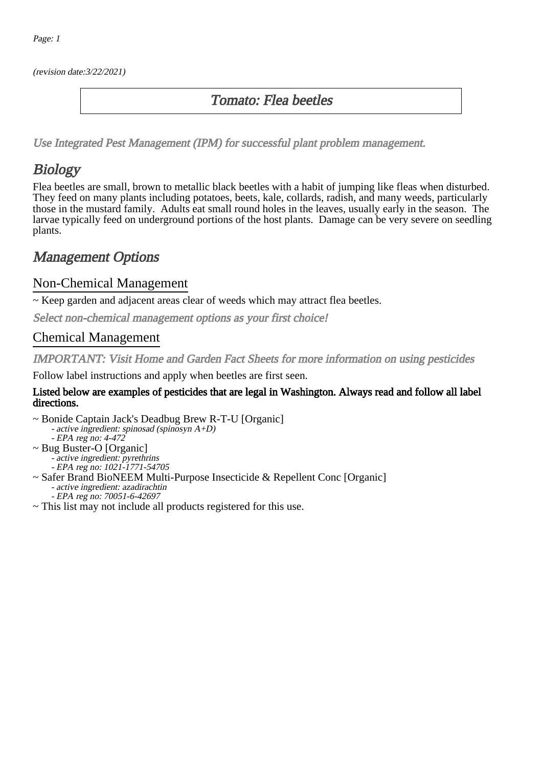*(revision date:3/22/2021)*

# Tomato: Flea beetles

*Use Integrated Pest Management (IPM) for successful plant problem management.*

## Biology

Flea beetles are small, brown to metallic black beetles with a habit of jumping like fleas when disturbed. They feed on many plants including potatoes, beets, kale, collards, radish, and many weeds, particularly those in the mustard family. Adults eat small round holes in the leaves, usually early in the season. The larvae typically feed on underground portions of the host plants. Damage can be very severe on seedling plants.

## Management Options

### Non-Chemical Management

~ Keep garden and adjacent areas clear of weeds which may attract flea beetles.

*Select non-chemical management options as your first choice!*

### Chemical Management

*IMPORTANT: Visit Home and Garden Fact Sheets for more information on using pesticides*

Follow label instructions and apply when beetles are first seen.

**Listed below are examples of pesticides that are legal in Washington. Always read and follow all label directions.**

~ Bonide Captain Jack's Deadbug Brew R-T-U [Organic]
- *active ingredient: spinosad (spinosyn A+D)*
- *EPA reg no: 4-472*

~ Bug Buster-O [Organic]
- *active ingredient: pyrethrins*
- *EPA reg no: 1021-1771-54705*

~ Safer Brand BioNEEM Multi-Purpose Insecticide & Repellent Conc [Organic]
- *active ingredient: azadirachtin*
- *EPA reg no: 70051-6-42697*

~ This list may not include all products registered for this use.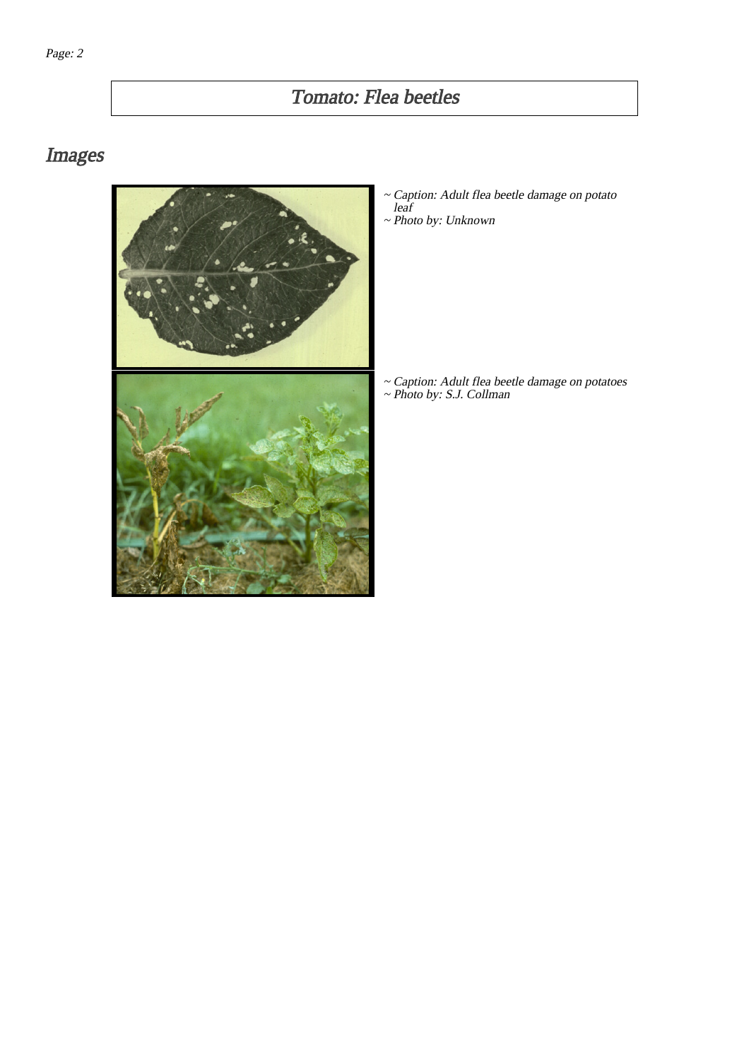# Tomato: Flea beetles

## Images

~ Caption: Adult flea beetle damage on potato leaf
~ Photo by: Unknown

~ Caption: Adult flea beetle damage on potatoes
~ Photo by: S.J. Collman